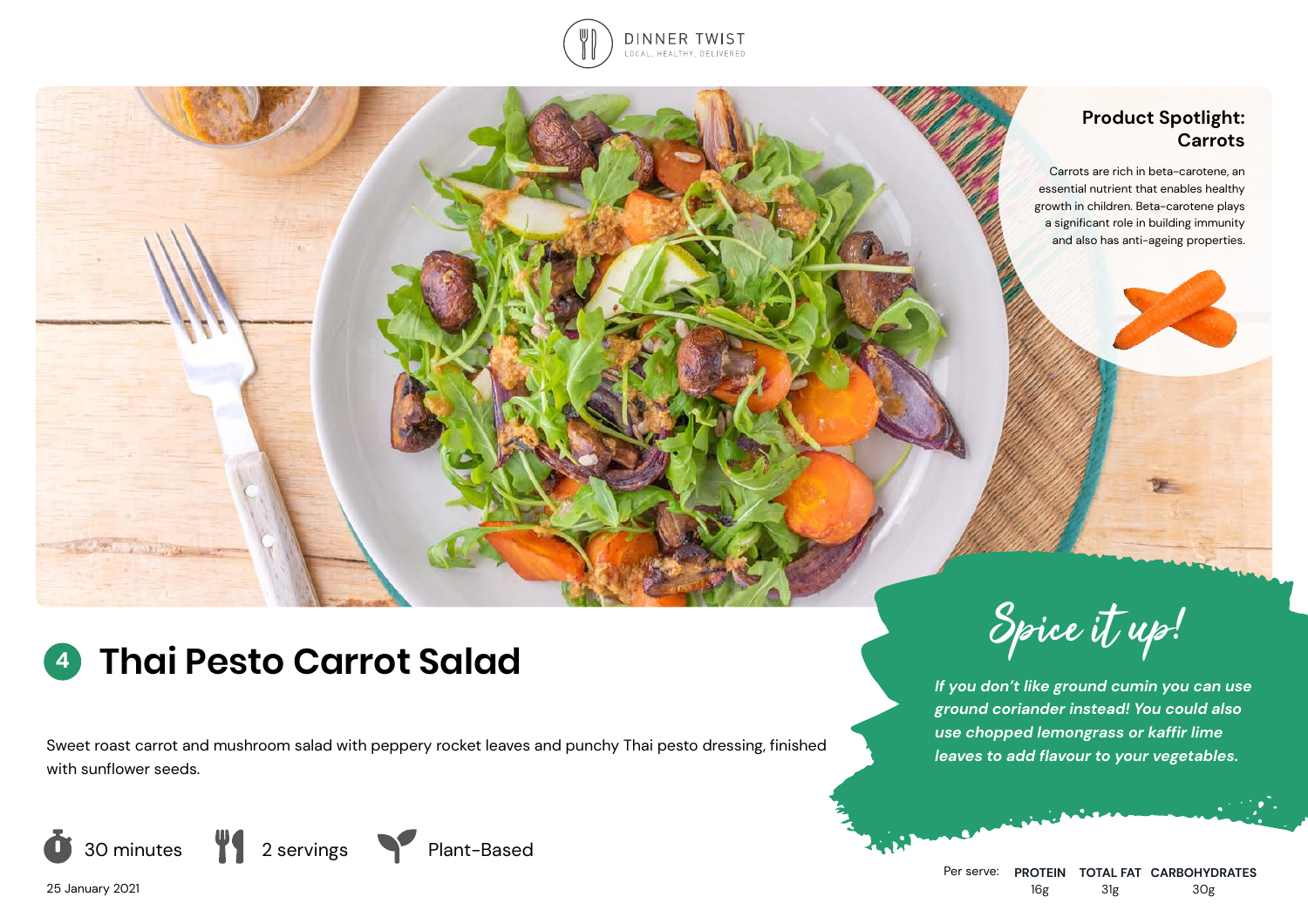DINNER TWIST
LOCAL. HEALTHY. DELIVERED

## Product Spotlight: Carrots

Carrots are rich in beta-carotene, an essential nutrient that enables healthy growth in children. Beta-carotene plays a significant role in building immunity and also has anti-ageing properties.

# 4 Thai Pesto Carrot Salad

Sweet roast carrot and mushroom salad with peppery rocket leaves and punchy Thai pesto dressing, finished with sunflower seeds.

30 minutes | 2 servings | Plant-Based

25 January 2021

## Spice it up!

***If you don't like ground cumin you can use ground coriander instead! You could also use chopped lemongrass or kaffir lime leaves to add flavour to your vegetables.***

| Per serve: | PROTEIN | TOTAL FAT | CARBOHYDRATES |
|---|---|---|---|
| | 16g | 31g | 30g |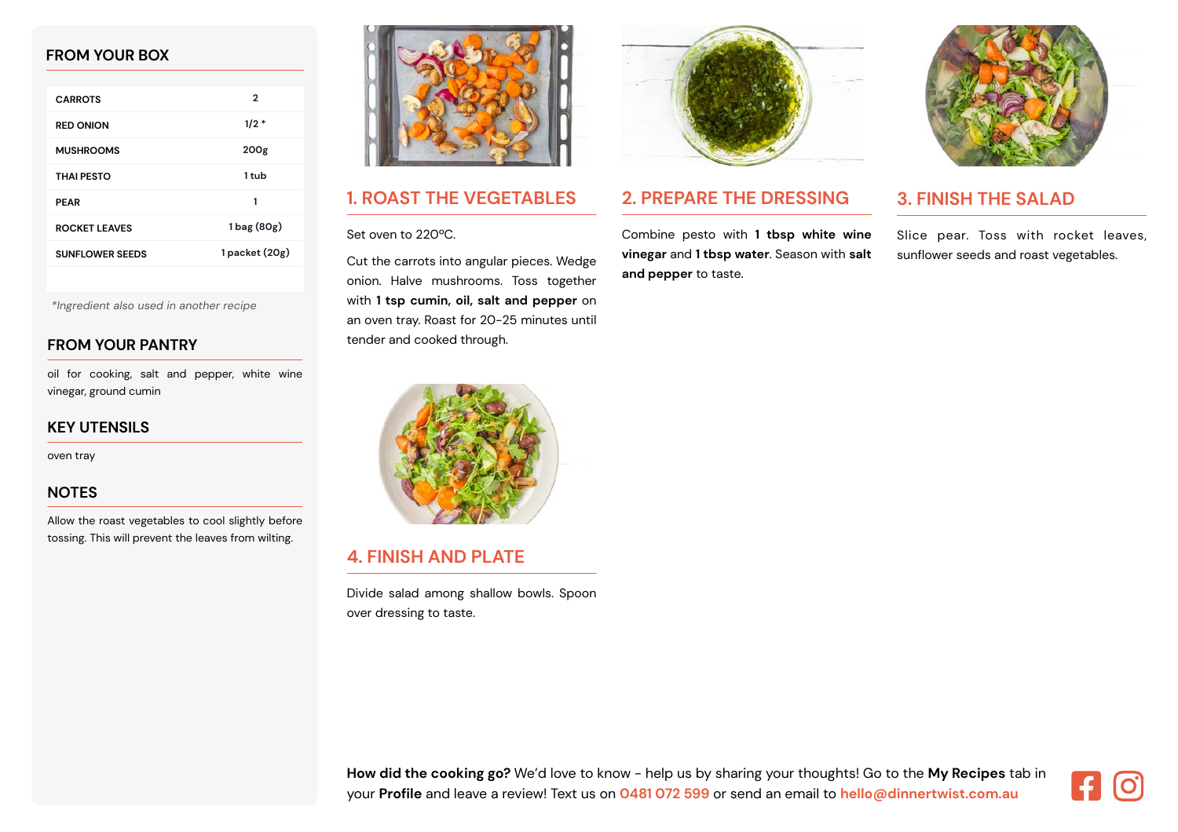## FROM YOUR BOX

| | |
|---|---|
| CARROTS | 2 |
| RED ONION | 1/2 * |
| MUSHROOMS | 200g |
| THAI PESTO | 1 tub |
| PEAR | 1 |
| ROCKET LEAVES | 1 bag (80g) |
| SUNFLOWER SEEDS | 1 packet (20g) |

*\*Ingredient also used in another recipe*

## FROM YOUR PANTRY

oil for cooking, salt and pepper, white wine vinegar, ground cumin

## KEY UTENSILS

oven tray

## NOTES

Allow the roast vegetables to cool slightly before tossing. This will prevent the leaves from wilting.

## 1. ROAST THE VEGETABLES

Set oven to 220°C.

Cut the carrots into angular pieces. Wedge onion. Halve mushrooms. Toss together with **1 tsp cumin, oil, salt and pepper** on an oven tray. Roast for 20-25 minutes until tender and cooked through.

## 2. PREPARE THE DRESSING

Combine pesto with **1 tbsp white wine vinegar** and **1 tbsp water**. Season with **salt and pepper** to taste.

## 3. FINISH THE SALAD

Slice pear. Toss with rocket leaves, sunflower seeds and roast vegetables.

## 4. FINISH AND PLATE

Divide salad among shallow bowls. Spoon over dressing to taste.

**How did the cooking go?** We'd love to know - help us by sharing your thoughts! Go to the **My Recipes** tab in your **Profile** and leave a review! Text us on 0481 072 599 or send an email to hello@dinnertwist.com.au